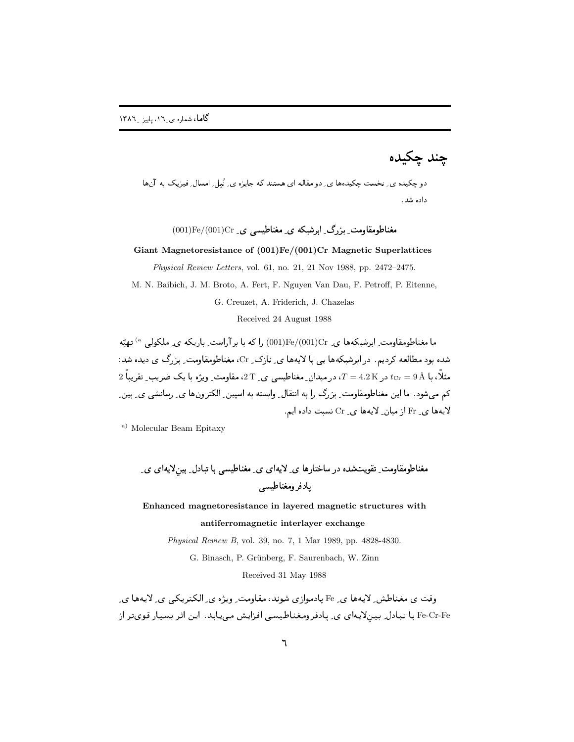# چند چکیده

دو چکیده ی ِ نخست چکیده‌ها ی ِ دو مقاله ای هستند که جایزه ی ِ نُبل ِ امسال ِ فیزیک به آن‌ها داده شد.

## مغناطومقاومت ِ بزرگ ِ ابرشبکه ی ِ مغناطیسی ی ِ (001)Fe/(001)Cr

**Giant Magnetoresistance of (001)Fe/(001)Cr Magnetic Superlattices**

*Physical Review Letters*, vol. 61, no. 21, 21 Nov 1988, pp. 2472–2475.

M. N. Baibich, J. M. Broto, A. Fert, F. Nguyen Van Dau, F. Petroff, P. Eitenne, G. Creuzet, A. Friderich, J. Chazelas

Received 24 August 1988

ما مغناطومقاومت ِ ابرشبکه‌ها ی ِ (001)Fe/(001)Cr را که با برآراست ِ باریکه ی ِ ملکولی [a] تهیّه شده بود مطالعه کردیم. در ابرشبکه‌ها یی با لایه‌ها ی ِ نازک ِ Cr، مغناطومقاومت ِ بزرگ ی دیده شد: مثلاً، با $t_{\mathrm{Cr}} = 9\,\text{Å}$ در $T = 4.2\,\mathrm{K}$، در میدان ِ مغناطیسی ی ِ $2\,\mathrm{T}$، مقاومت ِ ویژه با یک ضریب ِ تقریباً 2 کم می‌شود. ما این مغناطومقاومت ِ بزرگ را به انتقال ِ وابسته به اسپین ِ الکترون‌ها ی ِ رسانشی ی ِ بین ِ لایه‌ها ی ِ Fe از میان ِ لایه‌ها ی ِ Cr نسبت داده ایم.

[a] Molecular Beam Epitaxy

## مغناطومقاومت ِ تقویت‌شده در ساختارها ی ِ لایه‌ای ی ِ مغناطیسی با تبادل ِ بین‌ِلایه‌ای ی ِ پادفرومغناطیسی

**Enhanced magnetoresistance in layered magnetic structures with antiferromagnetic interlayer exchange**

*Physical Review B*, vol. 39, no. 7, 1 Mar 1989, pp. 4828-4830.

G. Binasch, P. Grünberg, F. Saurenbach, W. Zinn

Received 31 May 1988

وقت ی مغناطش ِ لایه‌ها ی ِ Fe پادموازی شوند، مقاومت ِ ویژه ی ِ الکتریکی ی ِ لایه‌ها ی ِ Fe-Cr-Fe با تبادل ِ بین‌ِلایه‌ای ی ِ پادفرومغناطیسی افزایش می‌یابد. این اثر بسیار قوی‌تر از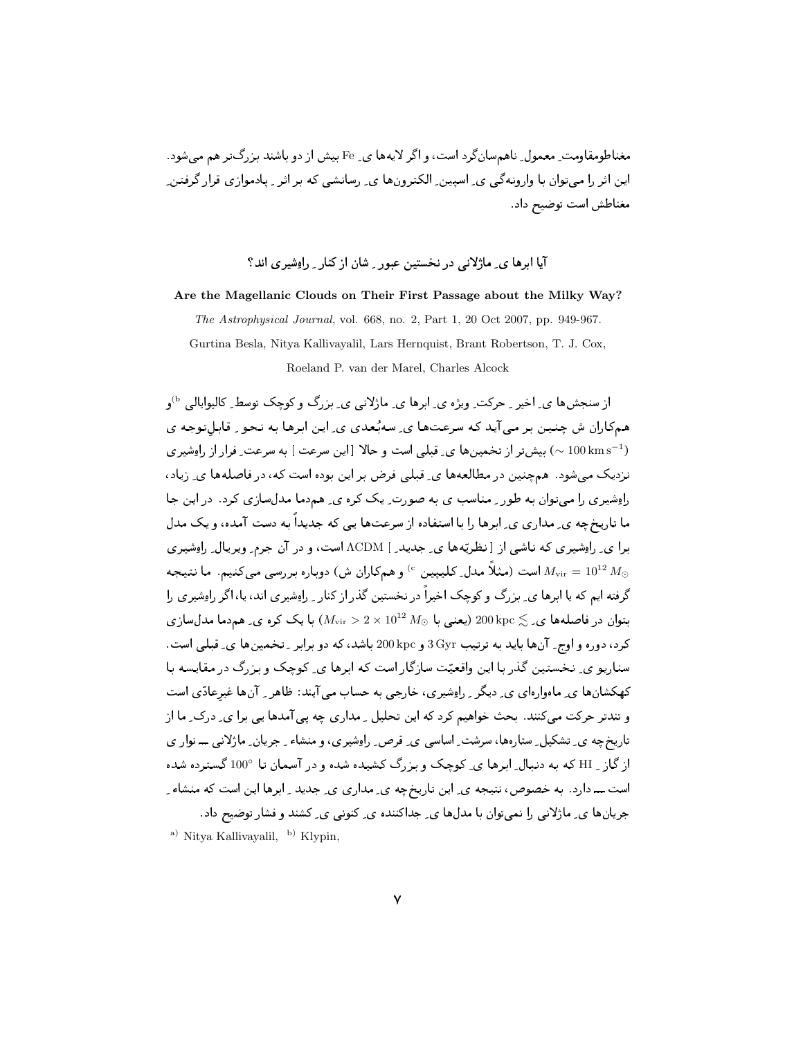مغناطومقاومتِ معمولِ ناهمسان‌گرد است، و اگر لایه‌ها یِ Fe بیش از دو باشند بزرگ‌تر هم می‌شود. این اثر را می‌توان با وارونه‌گی یِ اسپینِ الکترون‌ها یِ رسانشی که بر اثرِ پادموازی قرار گرفتنِ مغناطش است توضیح داد.

## آیا ابرها یِ ماژلانی در نخستین عبورِ شان از کنارِ راهِ‌شیری اند؟

**Are the Magellanic Clouds on Their First Passage about the Milky Way?**

*The Astrophysical Journal*, vol. 668, no. 2, Part 1, 20 Oct 2007, pp. 949-967.

Gurtina Besla, Nitya Kallivayalil, Lars Hernquist, Brant Robertson, T. J. Cox, Roeland P. van der Marel, Charles Alcock

از سنجش‌ها یِ اخیرِ حرکتِ ویژه یِ ابرها یِ ماژلانی یِ بزرگ و کوچک توسطِ کالیوایالی [b] و هم‌کاران ش چنین بر می‌آید که سرعت‌ها یِ سه‌بُعدی یِ این ابرها به نحوِ قابلِ‌توجه یِ ($\sim 100\,\mathrm{km\,s^{-1}}$) بیش‌تر از تخمین‌ها یِ قبلی است و حالا [این سرعت] به سرعتِ فرار از راهِ‌شیری نزدیک می‌شود. هم‌چنین در مطالعه‌ها یِ قبلی فرض بر این بوده است که، در فاصله‌ها یِ زیاد، راهِ‌شیری را می‌توان به طورِ مناسب ی به صورتِ یک کره یِ هم‌دما مدل‌سازی کرد. در این جا ما تاریخ‌چه یِ مداری یِ ابرها را با استفاده از سرعت‌ها یی که جدیداً به دست آمده، و یک مدل برا یِ راهِ‌شیری که ناشی از [نظریّه‌ها یِ جدیدِ] ΛCDM است، و در آن جرمِ ویریالِ راهِ‌شیری $M_{\mathrm{vir}} = 10^{12}\,M_\odot$ است (مثلاً مدلِ کلیپین [c] و هم‌کاران ش) دوباره بررسی می‌کنیم. ما نتیجه گرفته ایم که یا ابرها یِ بزرگ و کوچک اخیراً در نخستین گذر از کنارِ راهِ‌شیری اند، یا، اگر راهِ‌شیری را بتوان در فاصله‌ها یِ $\lesssim 200\,\mathrm{kpc}$ (یعنی با $M_{\mathrm{vir}} > 2 \times 10^{12}\,M_\odot$) با یک کره یِ هم‌دما مدل‌سازی کرد، دوره و اوجِ آن‌ها باید به ترتیب $3\,\mathrm{Gyr}$ و $200\,\mathrm{kpc}$ باشد، که دو برابرِ تخمین‌ها یِ قبلی است. سناریو یِ نخستین گذر با این واقعیّت سازگار است که ابرها یِ کوچک و بزرگ در مقایسه با کهکشان‌ها یِ ماهواره‌ای یِ دیگرِ راهِ‌شیری، خارجی به حساب می‌آیند: ظاهرِ آن‌ها غیرِعادّی است و تندتر حرکت می‌کنند. بحث خواهیم کرد که این تحلیلِ مداری چه پی‌آمدها یی برا یِ درکِ ما از تاریخ‌چه یِ تشکیلِ ستاره‌ها، سرشتِ اساسی یِ قرصِ راهِ‌شیری، و منشاءِ جریانِ ماژلانی ـــ نوار ی از گازِ HI که به دنبالِ ابرها یِ کوچک و بزرگ کشیده شده و در آسمان تا $100°$ گسترده شده است ـــ دارد. به خصوص، نتیجه یِ این تاریخ‌چه یِ مداری یِ جدیدِ ابرها این است که منشاءِ جریان‌ها یِ ماژلانی را نمی‌توان با مدل‌ها یِ جداکننده یِ کنونی یِ کشند و فشار توضیح داد.

[a] Nitya Kallivayalil, [b] Klypin,